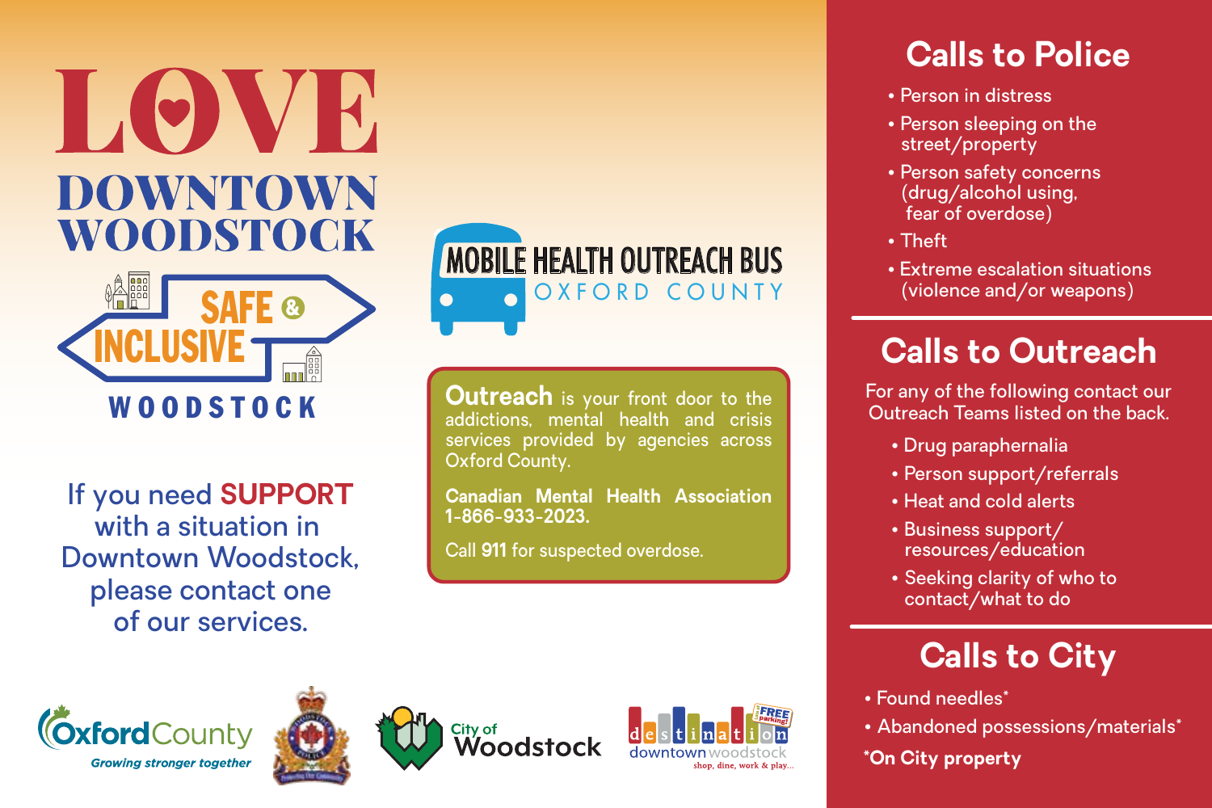# LOVE DOWNTOWN WOODSTOCK

SAFE & INCLUSIVE

WOODSTOCK

If you need **SUPPORT** with a situation in Downtown Woodstock, please contact one of our services.

MOBILE HEALTH OUTREACH BUS

OXFORD COUNTY

**Outreach** is your front door to the addictions, mental health and crisis services provided by agencies across Oxford County.

**Canadian Mental Health Association 1-866-933-2023.**

Call **911** for suspected overdose.

Oxford County — Growing stronger together

City of Woodstock

destination downtown woodstock — shop, dine, work & play... — FREE parking!

## Calls to Police

- Person in distress
- Person sleeping on the street/property
- Person safety concerns (drug/alcohol using, fear of overdose)
- Theft
- Extreme escalation situations (violence and/or weapons)

## Calls to Outreach

For any of the following contact our Outreach Teams listed on the back.

- Drug paraphernalia
- Person support/referrals
- Heat and cold alerts
- Business support/ resources/education
- Seeking clarity of who to contact/what to do

## Calls to City

- Found needles*
- Abandoned possessions/materials*

***On City property**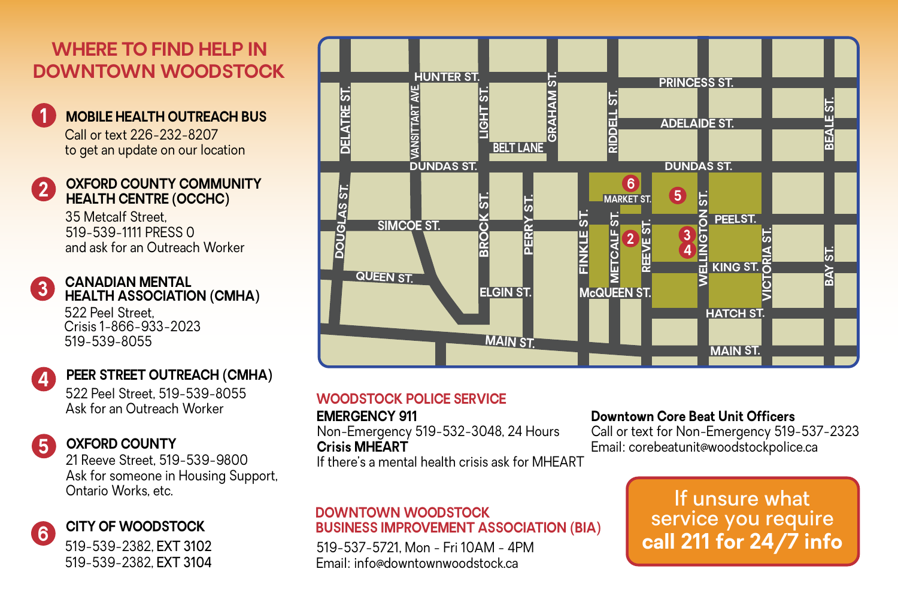# WHERE TO FIND HELP IN DOWNTOWN WOODSTOCK

**1 MOBILE HEALTH OUTREACH BUS**
Call or text 226-232-8207
to get an update on our location

**2 OXFORD COUNTY COMMUNITY HEALTH CENTRE (OCCHC)**
35 Metcalf Street,
519-539-1111 PRESS 0
and ask for an Outreach Worker

**3 CANADIAN MENTAL HEALTH ASSOCIATION (CMHA)**
522 Peel Street,
Crisis 1-866-933-2023
519-539-8055

**4 PEER STREET OUTREACH (CMHA)**
522 Peel Street, 519-539-8055
Ask for an Outreach Worker

**5 OXFORD COUNTY**
21 Reeve Street, 519-539-9800
Ask for someone in Housing Support,
Ontario Works, etc.

**6 CITY OF WOODSTOCK**
519-539-2382, EXT 3102
519-539-2382, EXT 3104

HUNTER ST.
PRINCESS ST.
ADELAIDE ST.
BELT LANE
DUNDAS ST.
DUNDAS ST.
MARKET ST.
SIMCOE ST.
PEEL ST.
QUEEN ST.
KING ST.
ELGIN ST.
McQUEEN ST.
HATCH ST.
MAIN ST.
MAIN ST.
DELATRE ST.
VANSITTART AVE.
LIGHT ST.
GRAHAM ST.
RIDDELL ST.
BEALE ST.
DOUGLAS ST.
BROCK ST.
PERRY ST.
FINKLE ST.
METCALF ST.
REEVE ST.
WELLINGTON ST.
VICTORIA ST.
BAY ST.

## WOODSTOCK POLICE SERVICE

**EMERGENCY 911**
Non-Emergency 519-532-3048, 24 Hours
**Crisis MHEART**
If there's a mental health crisis ask for MHEART

**Downtown Core Beat Unit Officers**
Call or text for Non-Emergency 519-537-2323
Email: corebeatunit@woodstockpolice.ca

## DOWNTOWN WOODSTOCK BUSINESS IMPROVEMENT ASSOCIATION (BIA)

519-537-5721, Mon - Fri 10AM - 4PM
Email: info@downtownwoodstock.ca

If unsure what service you require
**call 211 for 24/7 info**